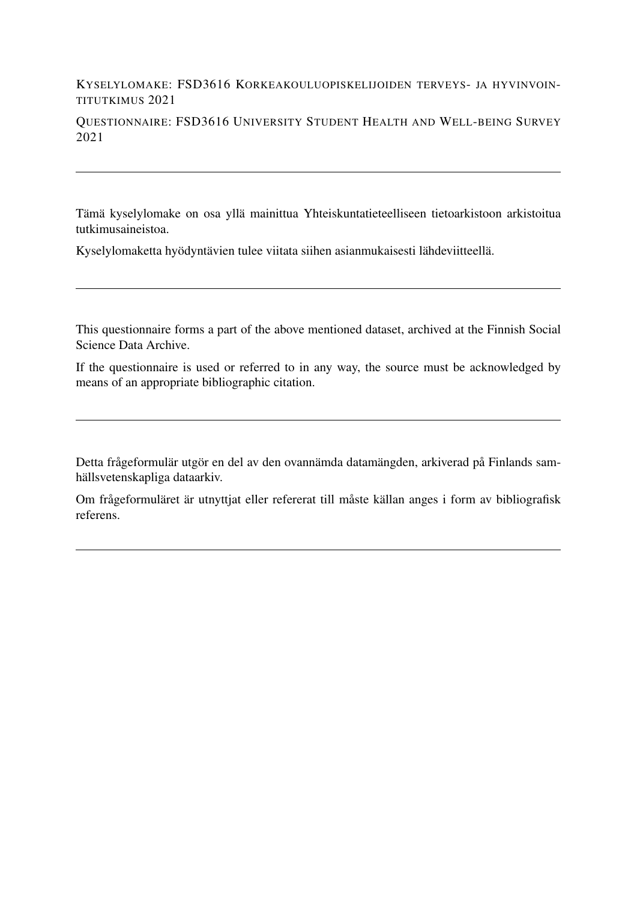KYSELYLOMAKE: FSD3616 KORKEAKOULUOPISKELIJOIDEN TERVEYS- JA HYVINVOINTITUTKIMUS 2021

QUESTIONNAIRE: FSD3616 UNIVERSITY STUDENT HEALTH AND WELL-BEING SURVEY 2021

---

Tämä kyselylomake on osa yllä mainittua Yhteiskuntatieteelliseen tietoarkistoon arkistoitua tutkimusaineistoa.

Kyselylomaketta hyödyntävien tulee viitata siihen asianmukaisesti lähdeviitteellä.

---

This questionnaire forms a part of the above mentioned dataset, archived at the Finnish Social Science Data Archive.

If the questionnaire is used or referred to in any way, the source must be acknowledged by means of an appropriate bibliographic citation.

---

Detta frågeformulär utgör en del av den ovannämda datamängden, arkiverad på Finlands samhällsvetenskapliga dataarkiv.

Om frågeformuläret är utnyttjat eller refererat till måste källan anges i form av bibliografisk referens.

---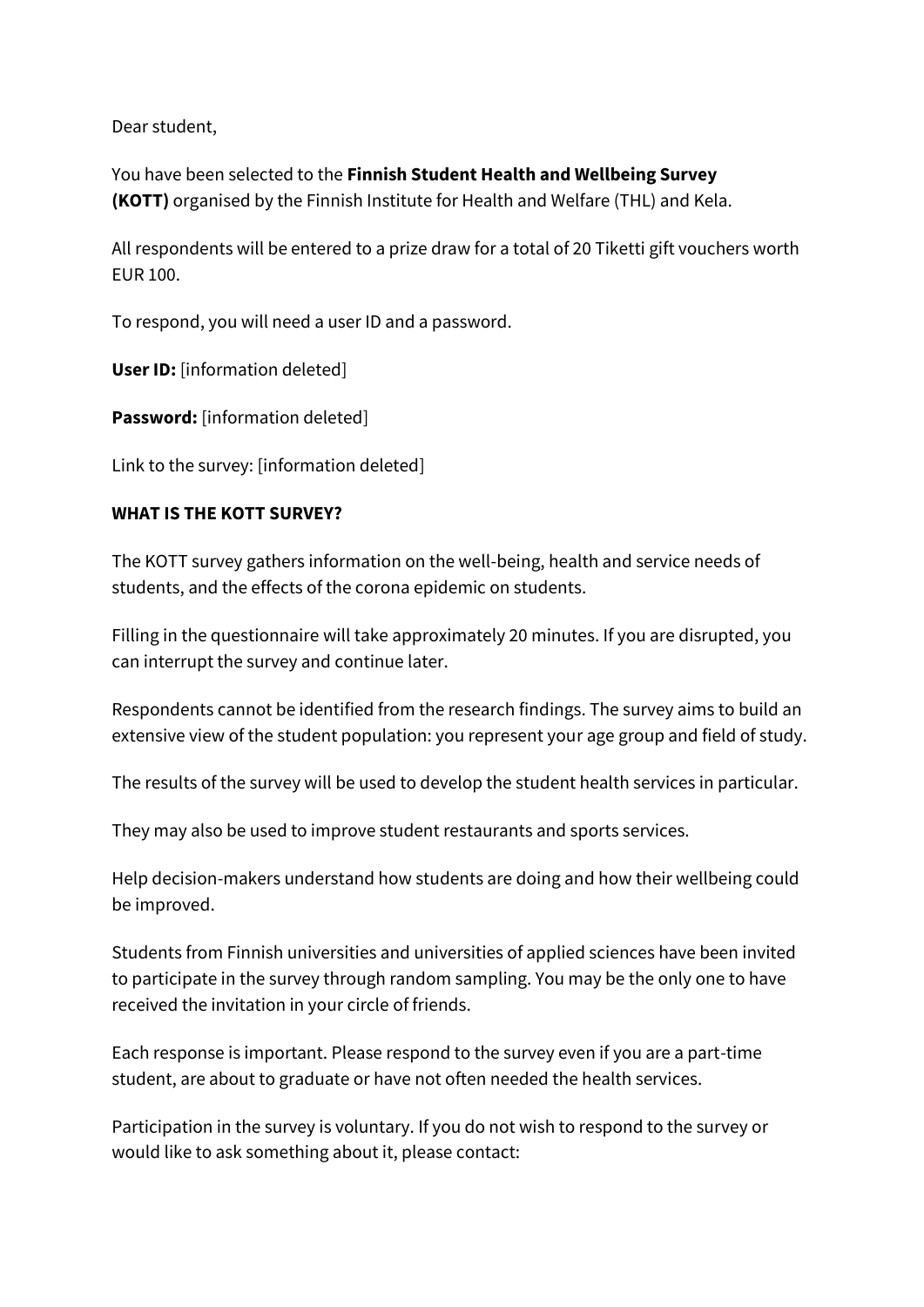Dear student,

You have been selected to the **Finnish Student Health and Wellbeing Survey (KOTT)** organised by the Finnish Institute for Health and Welfare (THL) and Kela.

All respondents will be entered to a prize draw for a total of 20 Tiketti gift vouchers worth EUR 100.

To respond, you will need a user ID and a password.

**User ID:** [information deleted]

**Password:** [information deleted]

Link to the survey: [information deleted]

**WHAT IS THE KOTT SURVEY?**

The KOTT survey gathers information on the well-being, health and service needs of students, and the effects of the corona epidemic on students.

Filling in the questionnaire will take approximately 20 minutes. If you are disrupted, you can interrupt the survey and continue later.

Respondents cannot be identified from the research findings. The survey aims to build an extensive view of the student population: you represent your age group and field of study.

The results of the survey will be used to develop the student health services in particular.

They may also be used to improve student restaurants and sports services.

Help decision-makers understand how students are doing and how their wellbeing could be improved.

Students from Finnish universities and universities of applied sciences have been invited to participate in the survey through random sampling. You may be the only one to have received the invitation in your circle of friends.

Each response is important. Please respond to the survey even if you are a part-time student, are about to graduate or have not often needed the health services.

Participation in the survey is voluntary. If you do not wish to respond to the survey or would like to ask something about it, please contact: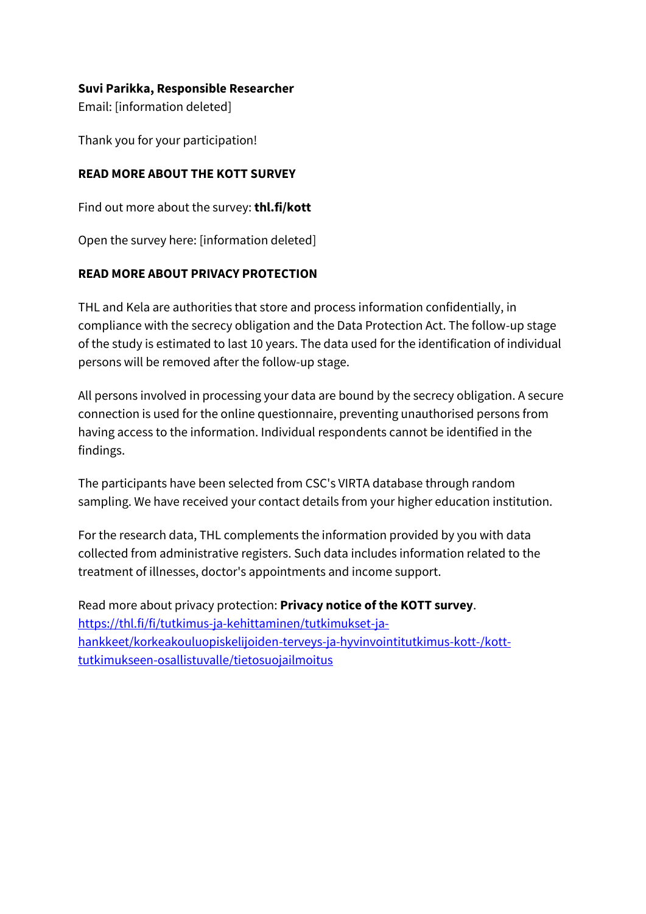**Suvi Parikka, Responsible Researcher**
Email: [information deleted]

Thank you for your participation!

**READ MORE ABOUT THE KOTT SURVEY**

Find out more about the survey: **thl.fi/kott**

Open the survey here: [information deleted]

**READ MORE ABOUT PRIVACY PROTECTION**

THL and Kela are authorities that store and process information confidentially, in compliance with the secrecy obligation and the Data Protection Act. The follow-up stage of the study is estimated to last 10 years. The data used for the identification of individual persons will be removed after the follow-up stage.

All persons involved in processing your data are bound by the secrecy obligation. A secure connection is used for the online questionnaire, preventing unauthorised persons from having access to the information. Individual respondents cannot be identified in the findings.

The participants have been selected from CSC's VIRTA database through random sampling. We have received your contact details from your higher education institution.

For the research data, THL complements the information provided by you with data collected from administrative registers. Such data includes information related to the treatment of illnesses, doctor's appointments and income support.

Read more about privacy protection: **Privacy notice of the KOTT survey**.
[https://thl.fi/fi/tutkimus-ja-kehittaminen/tutkimukset-ja-hankkeet/korkeakouluopiskelijoiden-terveys-ja-hyvinvointitutkimus-kott-/kott-tutkimukseen-osallistuvalle/tietosuojailmoitus](https://thl.fi/fi/tutkimus-ja-kehittaminen/tutkimukset-ja-hankkeet/korkeakouluopiskelijoiden-terveys-ja-hyvinvointitutkimus-kott-/kott-tutkimukseen-osallistuvalle/tietosuojailmoitus)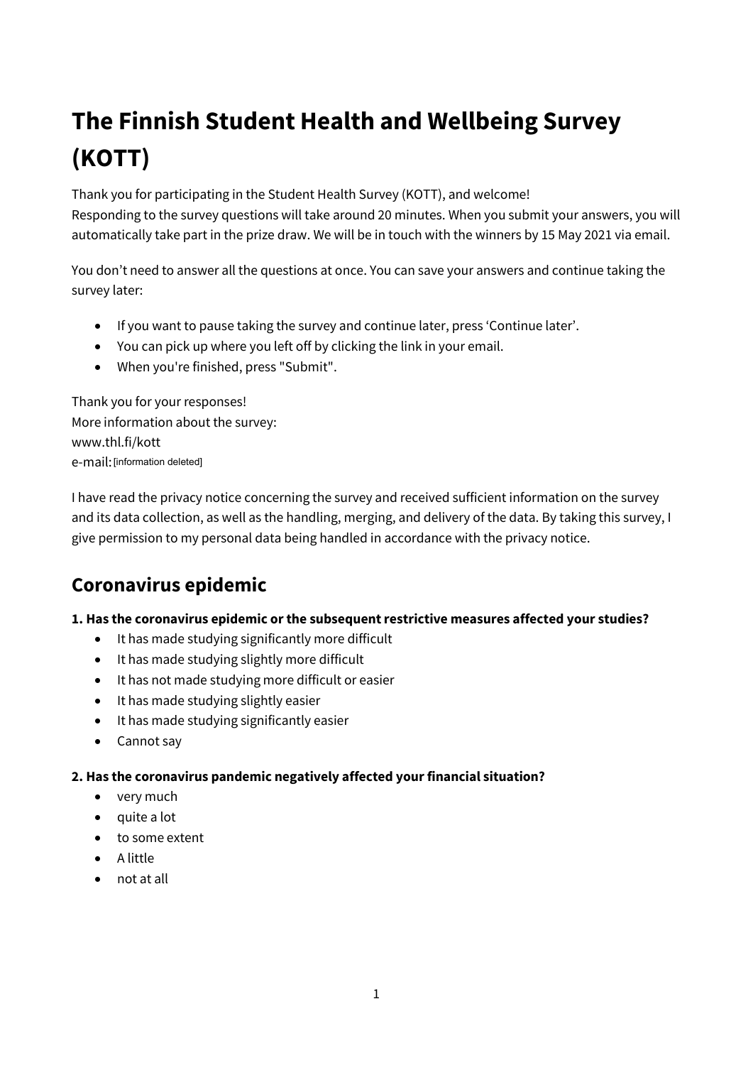# The Finnish Student Health and Wellbeing Survey (KOTT)

Thank you for participating in the Student Health Survey (KOTT), and welcome!
Responding to the survey questions will take around 20 minutes. When you submit your answers, you will automatically take part in the prize draw. We will be in touch with the winners by 15 May 2021 via email.

You don't need to answer all the questions at once. You can save your answers and continue taking the survey later:

- If you want to pause taking the survey and continue later, press 'Continue later'.
- You can pick up where you left off by clicking the link in your email.
- When you're finished, press "Submit".

Thank you for your responses!
More information about the survey:
www.thl.fi/kott
e-mail: [information deleted]

I have read the privacy notice concerning the survey and received sufficient information on the survey and its data collection, as well as the handling, merging, and delivery of the data. By taking this survey, I give permission to my personal data being handled in accordance with the privacy notice.

## Coronavirus epidemic

**1. Has the coronavirus epidemic or the subsequent restrictive measures affected your studies?**

- It has made studying significantly more difficult
- It has made studying slightly more difficult
- It has not made studying more difficult or easier
- It has made studying slightly easier
- It has made studying significantly easier
- Cannot say

**2. Has the coronavirus pandemic negatively affected your financial situation?**

- very much
- quite a lot
- to some extent
- A little
- not at all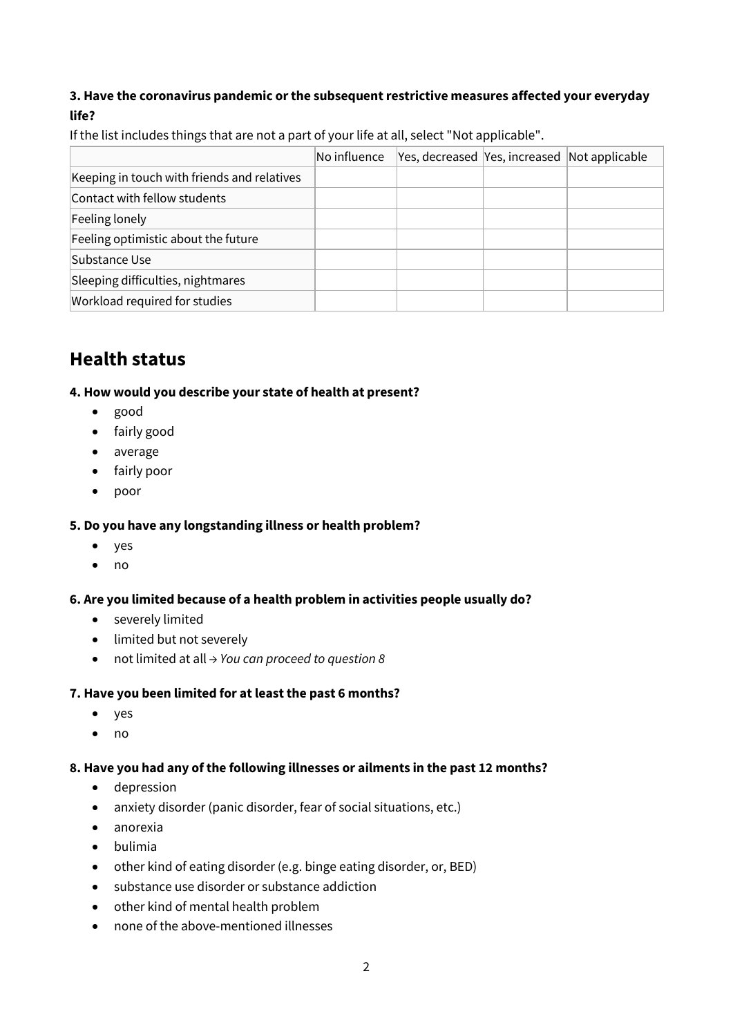**3. Have the coronavirus pandemic or the subsequent restrictive measures affected your everyday life?**

If the list includes things that are not a part of your life at all, select "Not applicable".

| | No influence | Yes, decreased | Yes, increased | Not applicable |
|---|---|---|---|---|
| Keeping in touch with friends and relatives | | | | |
| Contact with fellow students | | | | |
| Feeling lonely | | | | |
| Feeling optimistic about the future | | | | |
| Substance Use | | | | |
| Sleeping difficulties, nightmares | | | | |
| Workload required for studies | | | | |

## Health status

**4. How would you describe your state of health at present?**

- good
- fairly good
- average
- fairly poor
- poor

**5. Do you have any longstanding illness or health problem?**

- yes
- no

**6. Are you limited because of a health problem in activities people usually do?**

- severely limited
- limited but not severely
- not limited at all → *You can proceed to question 8*

**7. Have you been limited for at least the past 6 months?**

- yes
- no

**8. Have you had any of the following illnesses or ailments in the past 12 months?**

- depression
- anxiety disorder (panic disorder, fear of social situations, etc.)
- anorexia
- bulimia
- other kind of eating disorder (e.g. binge eating disorder, or, BED)
- substance use disorder or substance addiction
- other kind of mental health problem
- none of the above-mentioned illnesses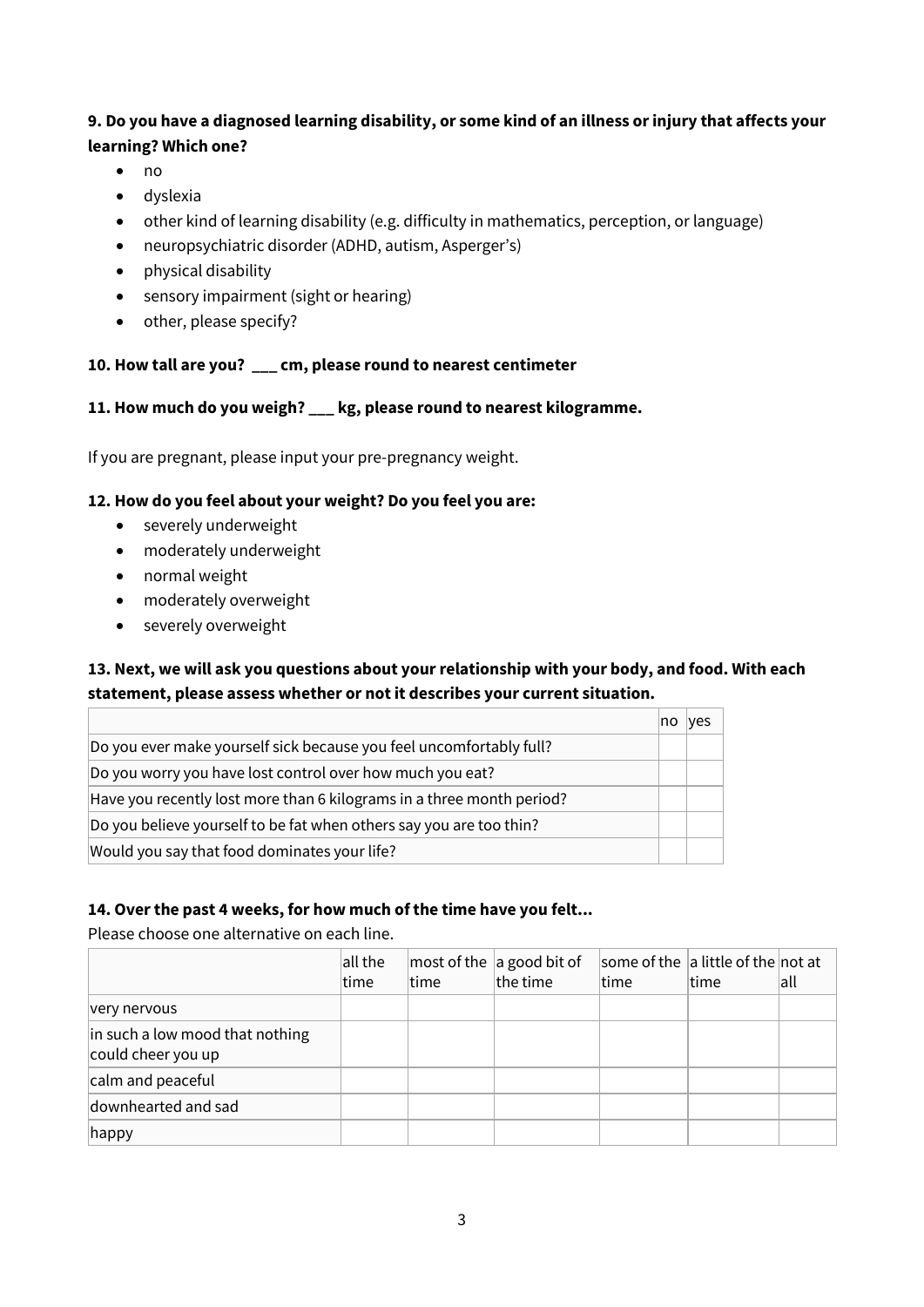**9. Do you have a diagnosed learning disability, or some kind of an illness or injury that affects your learning? Which one?**

- no
- dyslexia
- other kind of learning disability (e.g. difficulty in mathematics, perception, or language)
- neuropsychiatric disorder (ADHD, autism, Asperger's)
- physical disability
- sensory impairment (sight or hearing)
- other, please specify?

**10. How tall are you? ___ cm, please round to nearest centimeter**

**11. How much do you weigh? ___ kg, please round to nearest kilogramme.**

If you are pregnant, please input your pre-pregnancy weight.

**12. How do you feel about your weight? Do you feel you are:**

- severely underweight
- moderately underweight
- normal weight
- moderately overweight
- severely overweight

**13. Next, we will ask you questions about your relationship with your body, and food. With each statement, please assess whether or not it describes your current situation.**

| | no | yes |
|---|---|---|
| Do you ever make yourself sick because you feel uncomfortably full? | | |
| Do you worry you have lost control over how much you eat? | | |
| Have you recently lost more than 6 kilograms in a three month period? | | |
| Do you believe yourself to be fat when others say you are too thin? | | |
| Would you say that food dominates your life? | | |

**14. Over the past 4 weeks, for how much of the time have you felt...**

Please choose one alternative on each line.

| | all the time | most of the time | a good bit of the time | some of the time | a little of the time | not at all |
|---|---|---|---|---|---|---|
| very nervous | | | | | | |
| in such a low mood that nothing could cheer you up | | | | | | |
| calm and peaceful | | | | | | |
| downhearted and sad | | | | | | |
| happy | | | | | | |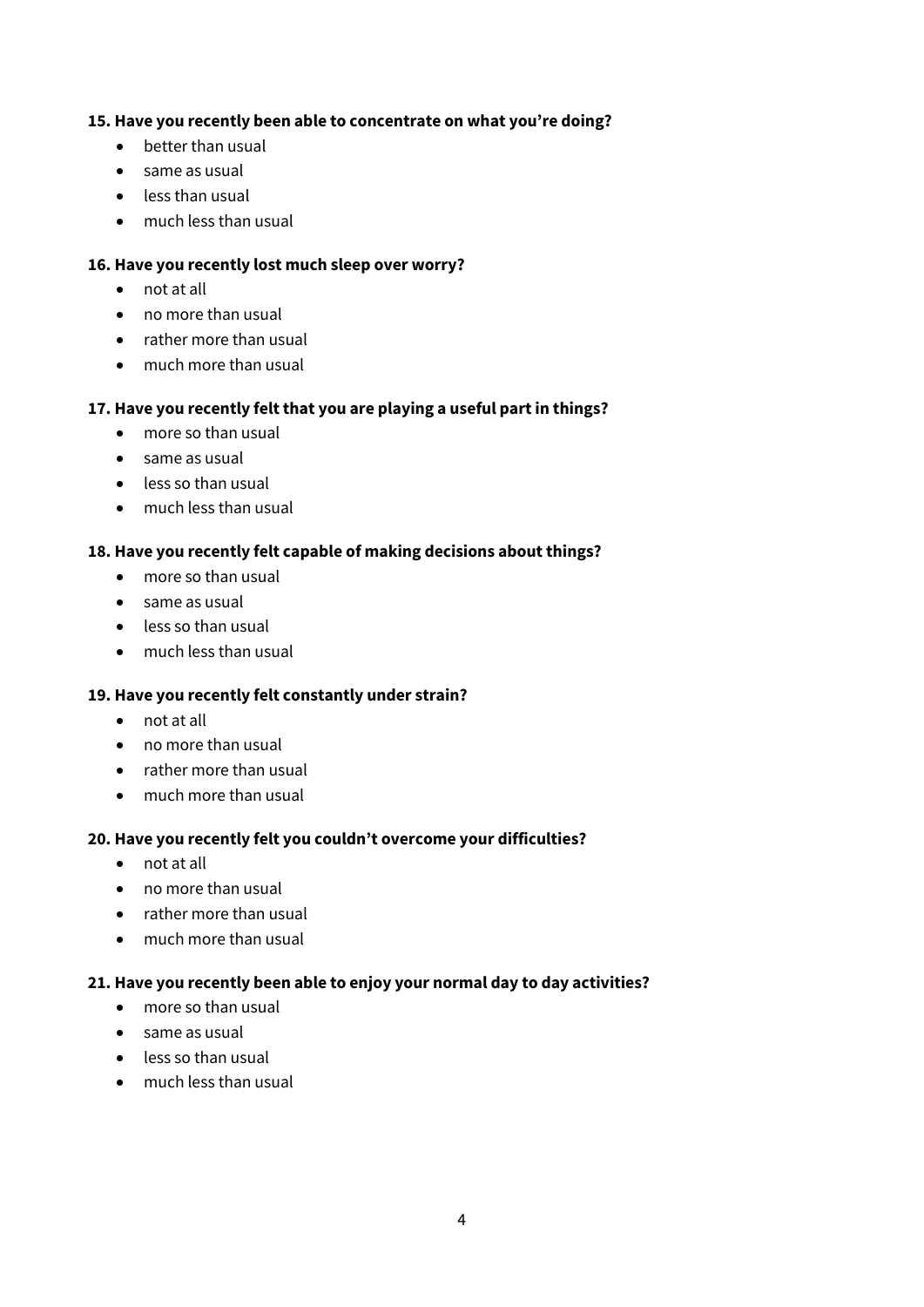**15. Have you recently been able to concentrate on what you're doing?**

- better than usual
- same as usual
- less than usual
- much less than usual

**16. Have you recently lost much sleep over worry?**

- not at all
- no more than usual
- rather more than usual
- much more than usual

**17. Have you recently felt that you are playing a useful part in things?**

- more so than usual
- same as usual
- less so than usual
- much less than usual

**18. Have you recently felt capable of making decisions about things?**

- more so than usual
- same as usual
- less so than usual
- much less than usual

**19. Have you recently felt constantly under strain?**

- not at all
- no more than usual
- rather more than usual
- much more than usual

**20. Have you recently felt you couldn't overcome your difficulties?**

- not at all
- no more than usual
- rather more than usual
- much more than usual

**21. Have you recently been able to enjoy your normal day to day activities?**

- more so than usual
- same as usual
- less so than usual
- much less than usual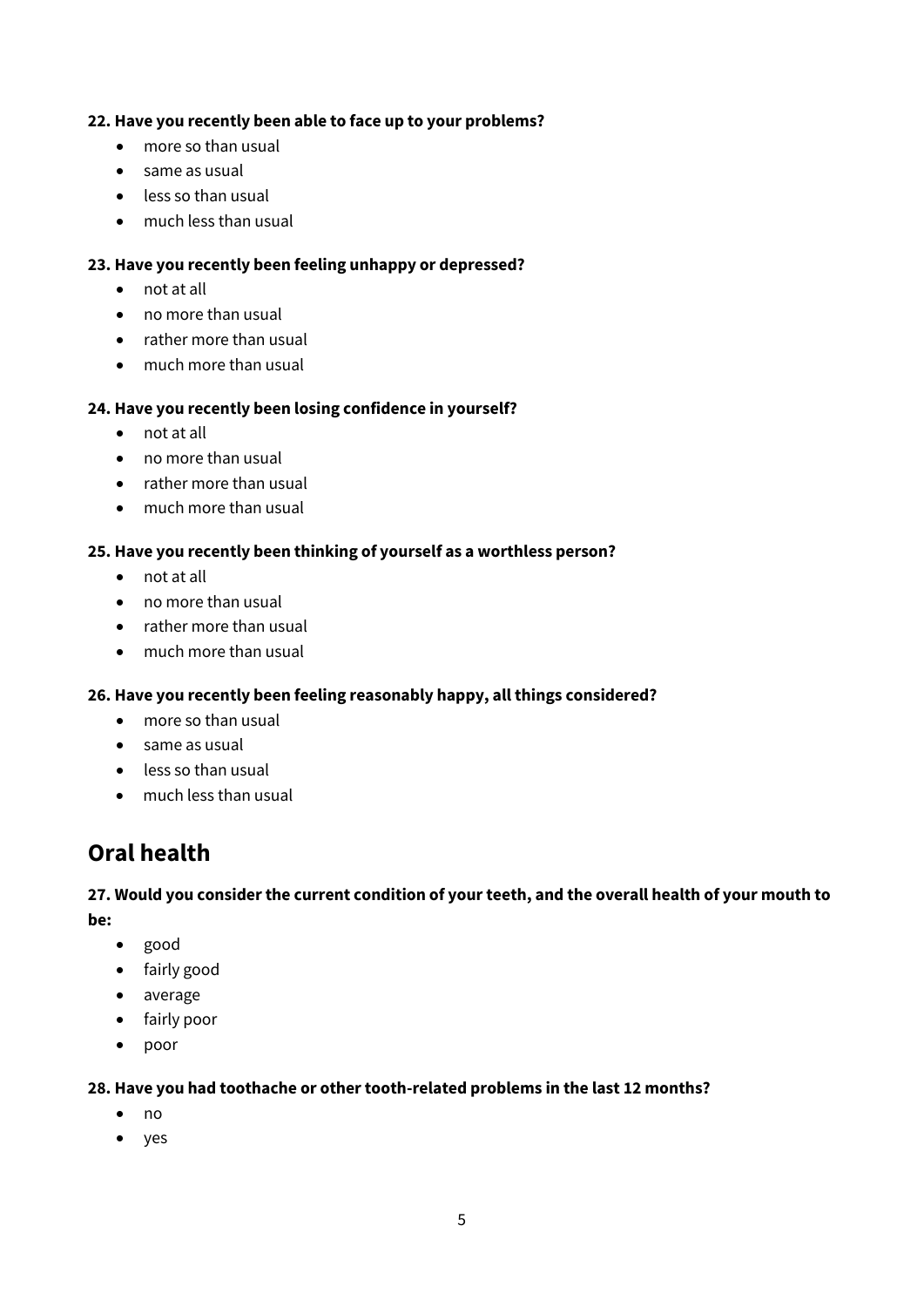**22. Have you recently been able to face up to your problems?**

- more so than usual
- same as usual
- less so than usual
- much less than usual

**23. Have you recently been feeling unhappy or depressed?**

- not at all
- no more than usual
- rather more than usual
- much more than usual

**24. Have you recently been losing confidence in yourself?**

- not at all
- no more than usual
- rather more than usual
- much more than usual

**25. Have you recently been thinking of yourself as a worthless person?**

- not at all
- no more than usual
- rather more than usual
- much more than usual

**26. Have you recently been feeling reasonably happy, all things considered?**

- more so than usual
- same as usual
- less so than usual
- much less than usual

## Oral health

**27. Would you consider the current condition of your teeth, and the overall health of your mouth to be:**

- good
- fairly good
- average
- fairly poor
- poor

**28. Have you had toothache or other tooth-related problems in the last 12 months?**

- no
- yes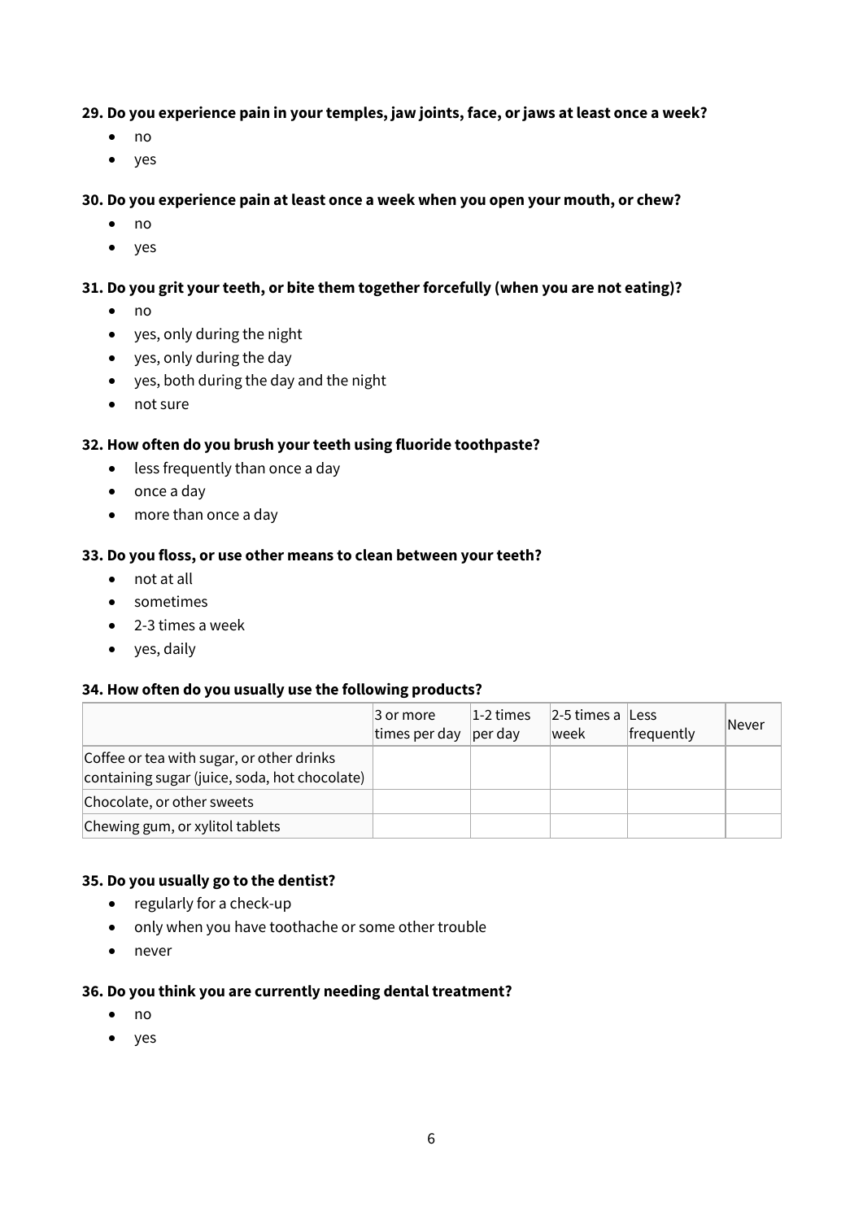**29. Do you experience pain in your temples, jaw joints, face, or jaws at least once a week?**

- no
- yes

**30. Do you experience pain at least once a week when you open your mouth, or chew?**

- no
- yes

**31. Do you grit your teeth, or bite them together forcefully (when you are not eating)?**

- no
- yes, only during the night
- yes, only during the day
- yes, both during the day and the night
- not sure

**32. How often do you brush your teeth using fluoride toothpaste?**

- less frequently than once a day
- once a day
- more than once a day

**33. Do you floss, or use other means to clean between your teeth?**

- not at all
- sometimes
- 2-3 times a week
- yes, daily

**34. How often do you usually use the following products?**

| | 3 or more times per day | 1-2 times per day | 2-5 times a week | Less frequently | Never |
|---|---|---|---|---|---|
| Coffee or tea with sugar, or other drinks containing sugar (juice, soda, hot chocolate) | | | | | |
| Chocolate, or other sweets | | | | | |
| Chewing gum, or xylitol tablets | | | | | |

**35. Do you usually go to the dentist?**

- regularly for a check-up
- only when you have toothache or some other trouble
- never

**36. Do you think you are currently needing dental treatment?**

- no
- yes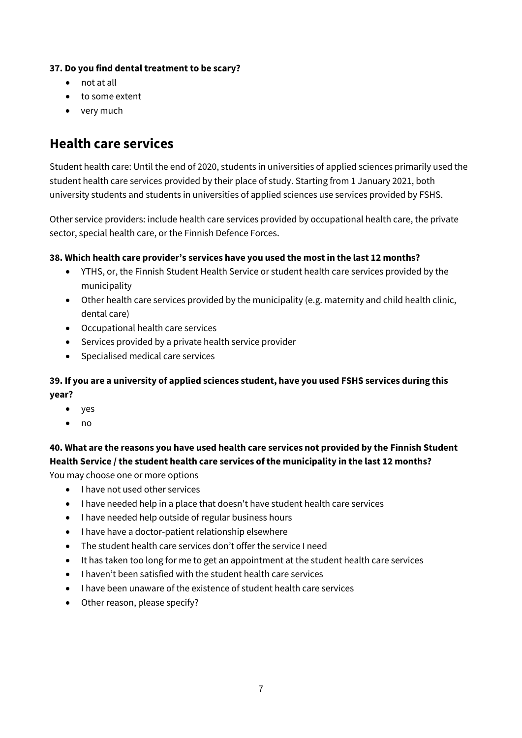**37. Do you find dental treatment to be scary?**

- not at all
- to some extent
- very much

## Health care services

Student health care: Until the end of 2020, students in universities of applied sciences primarily used the student health care services provided by their place of study. Starting from 1 January 2021, both university students and students in universities of applied sciences use services provided by FSHS.

Other service providers: include health care services provided by occupational health care, the private sector, special health care, or the Finnish Defence Forces.

**38. Which health care provider's services have you used the most in the last 12 months?**

- YTHS, or, the Finnish Student Health Service or student health care services provided by the municipality
- Other health care services provided by the municipality (e.g. maternity and child health clinic, dental care)
- Occupational health care services
- Services provided by a private health service provider
- Specialised medical care services

**39. If you are a university of applied sciences student, have you used FSHS services during this year?**

- yes
- no

**40. What are the reasons you have used health care services not provided by the Finnish Student Health Service / the student health care services of the municipality in the last 12 months?**

You may choose one or more options

- I have not used other services
- I have needed help in a place that doesn't have student health care services
- I have needed help outside of regular business hours
- I have have a doctor-patient relationship elsewhere
- The student health care services don't offer the service I need
- It has taken too long for me to get an appointment at the student health care services
- I haven't been satisfied with the student health care services
- I have been unaware of the existence of student health care services
- Other reason, please specify?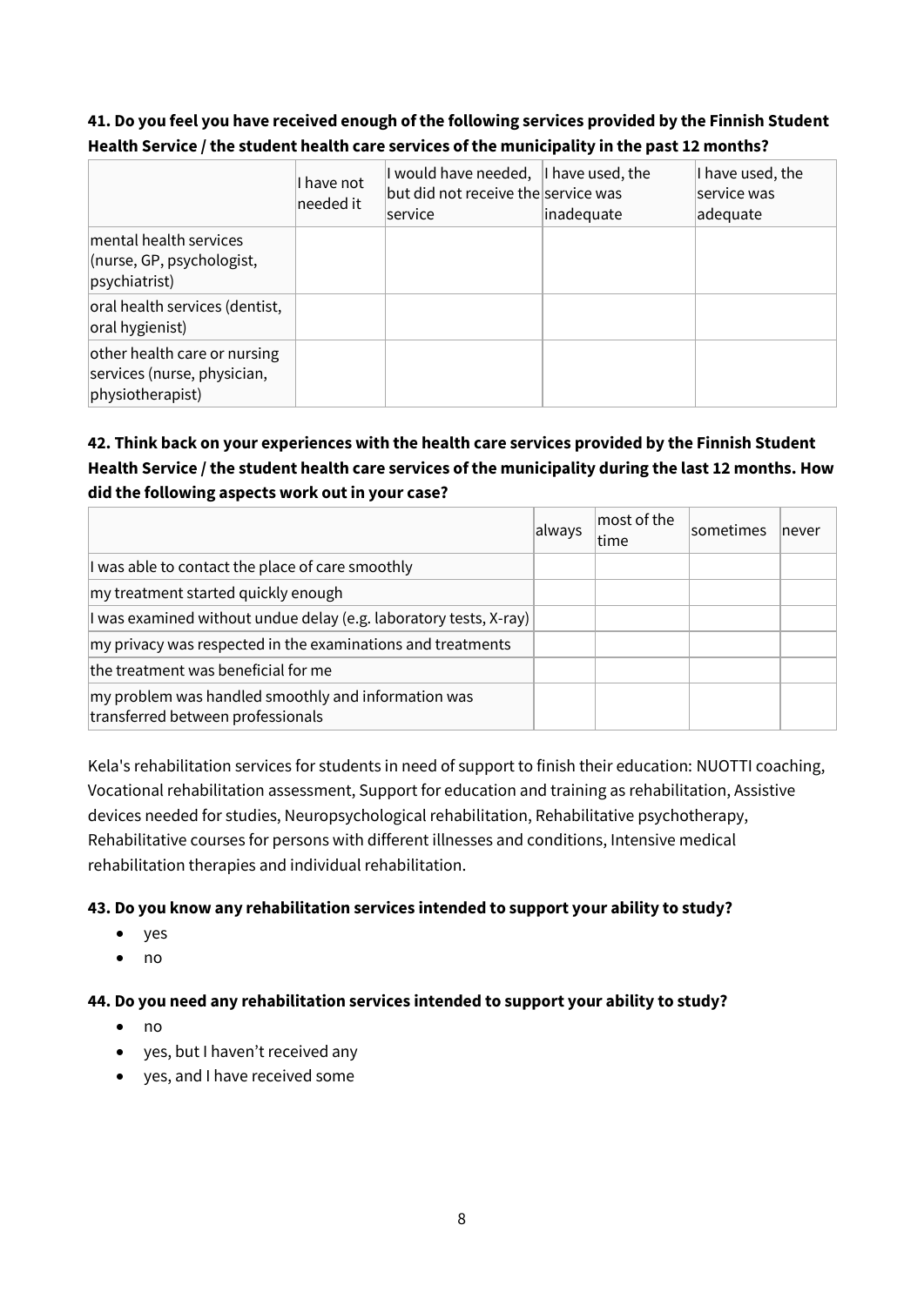**41. Do you feel you have received enough of the following services provided by the Finnish Student Health Service / the student health care services of the municipality in the past 12 months?**

| | I have not needed it | I would have needed, but did not receive the service | I have used, the service was inadequate | I have used, the service was adequate |
|---|---|---|---|---|
| mental health services (nurse, GP, psychologist, psychiatrist) | | | | |
| oral health services (dentist, oral hygienist) | | | | |
| other health care or nursing services (nurse, physician, physiotherapist) | | | | |

**42. Think back on your experiences with the health care services provided by the Finnish Student Health Service / the student health care services of the municipality during the last 12 months. How did the following aspects work out in your case?**

| | always | most of the time | sometimes | never |
|---|---|---|---|---|
| I was able to contact the place of care smoothly | | | | |
| my treatment started quickly enough | | | | |
| I was examined without undue delay (e.g. laboratory tests, X-ray) | | | | |
| my privacy was respected in the examinations and treatments | | | | |
| the treatment was beneficial for me | | | | |
| my problem was handled smoothly and information was transferred between professionals | | | | |

Kela's rehabilitation services for students in need of support to finish their education: NUOTTI coaching, Vocational rehabilitation assessment, Support for education and training as rehabilitation, Assistive devices needed for studies, Neuropsychological rehabilitation, Rehabilitative psychotherapy, Rehabilitative courses for persons with different illnesses and conditions, Intensive medical rehabilitation therapies and individual rehabilitation.

**43. Do you know any rehabilitation services intended to support your ability to study?**

- yes
- no

**44. Do you need any rehabilitation services intended to support your ability to study?**

- no
- yes, but I haven't received any
- yes, and I have received some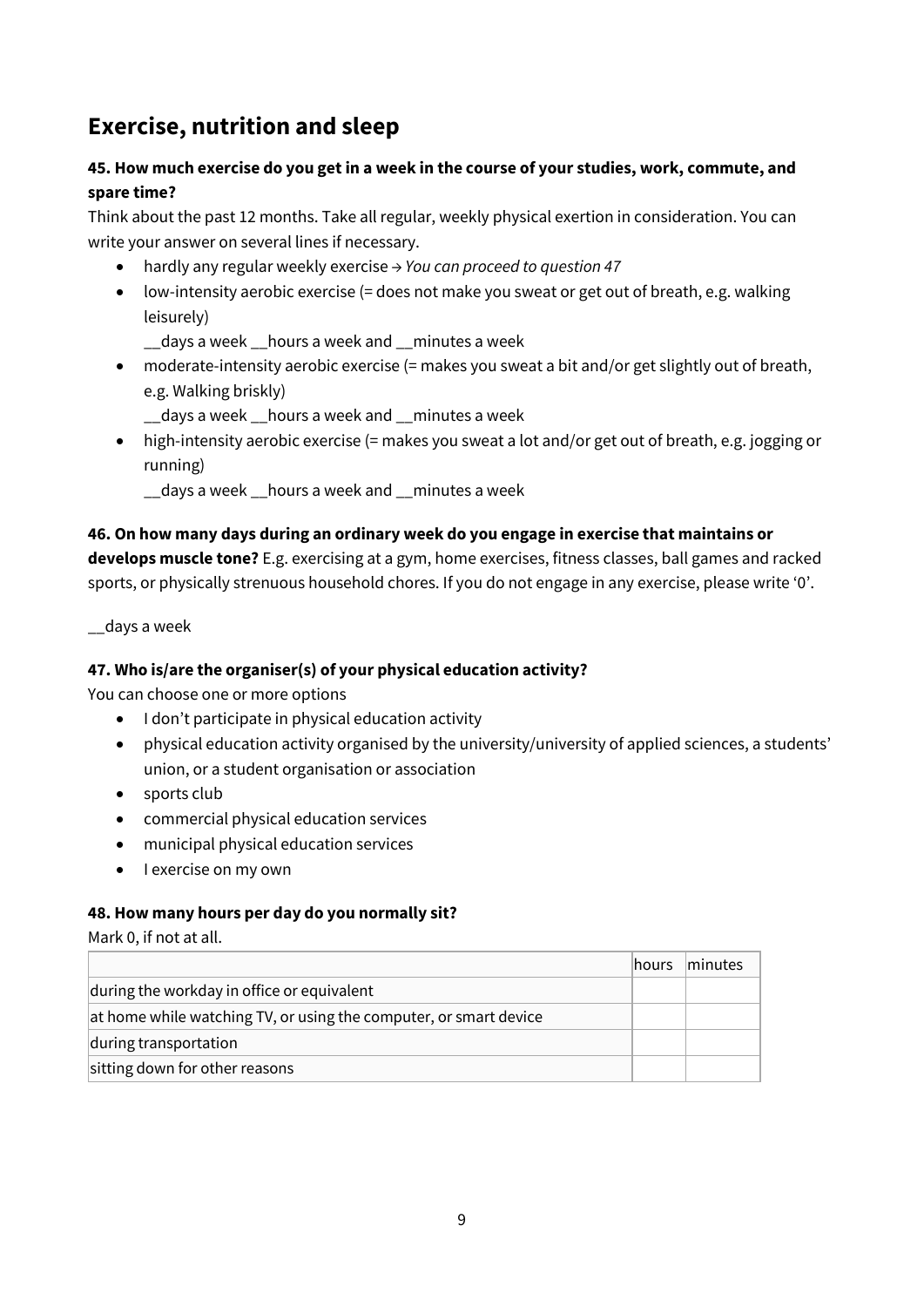## Exercise, nutrition and sleep

### 45. How much exercise do you get in a week in the course of your studies, work, commute, and spare time?

Think about the past 12 months. Take all regular, weekly physical exertion in consideration. You can write your answer on several lines if necessary.

- hardly any regular weekly exercise → *You can proceed to question 47*
- low-intensity aerobic exercise (= does not make you sweat or get out of breath, e.g. walking leisurely)

  __days a week __hours a week and __minutes a week
- moderate-intensity aerobic exercise (= makes you sweat a bit and/or get slightly out of breath, e.g. Walking briskly)

  __days a week __hours a week and __minutes a week
- high-intensity aerobic exercise (= makes you sweat a lot and/or get out of breath, e.g. jogging or running)

  __days a week __hours a week and __minutes a week

### 46. On how many days during an ordinary week do you engage in exercise that maintains or develops muscle tone?

**46. On how many days during an ordinary week do you engage in exercise that maintains or develops muscle tone?** E.g. exercising at a gym, home exercises, fitness classes, ball games and racked sports, or physically strenuous household chores. If you do not engage in any exercise, please write '0'.

__days a week

### 47. Who is/are the organiser(s) of your physical education activity?

You can choose one or more options

- I don't participate in physical education activity
- physical education activity organised by the university/university of applied sciences, a students' union, or a student organisation or association
- sports club
- commercial physical education services
- municipal physical education services
- I exercise on my own

### 48. How many hours per day do you normally sit?

Mark 0, if not at all.

| | hours | minutes |
|---|---|---|
| during the workday in office or equivalent | | |
| at home while watching TV, or using the computer, or smart device | | |
| during transportation | | |
| sitting down for other reasons | | |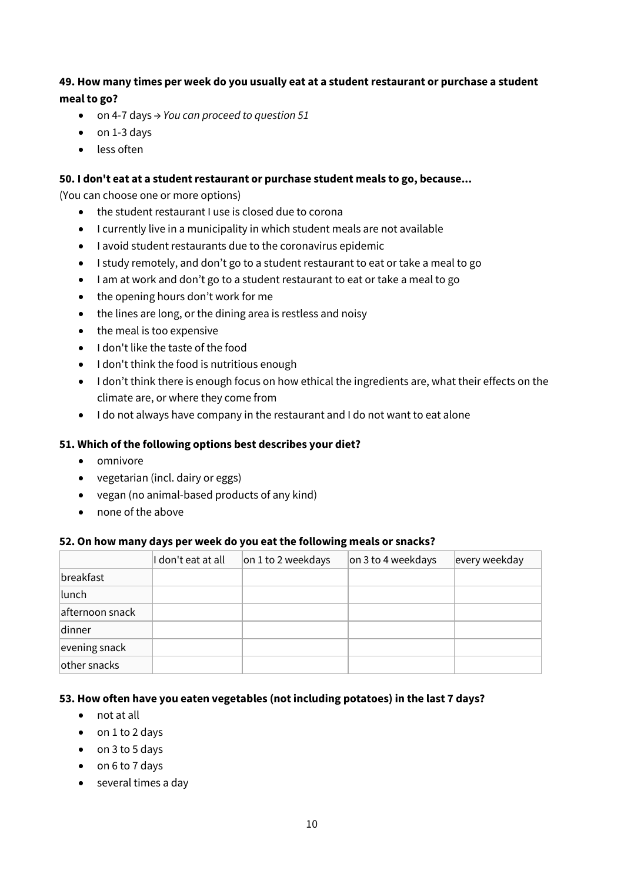**49. How many times per week do you usually eat at a student restaurant or purchase a student meal to go?**

- on 4-7 days → *You can proceed to question 51*
- on 1-3 days
- less often

**50. I don't eat at a student restaurant or purchase student meals to go, because...**

(You can choose one or more options)

- the student restaurant I use is closed due to corona
- I currently live in a municipality in which student meals are not available
- I avoid student restaurants due to the coronavirus epidemic
- I study remotely, and don't go to a student restaurant to eat or take a meal to go
- I am at work and don't go to a student restaurant to eat or take a meal to go
- the opening hours don't work for me
- the lines are long, or the dining area is restless and noisy
- the meal is too expensive
- I don't like the taste of the food
- I don't think the food is nutritious enough
- I don't think there is enough focus on how ethical the ingredients are, what their effects on the climate are, or where they come from
- I do not always have company in the restaurant and I do not want to eat alone

**51. Which of the following options best describes your diet?**

- omnivore
- vegetarian (incl. dairy or eggs)
- vegan (no animal-based products of any kind)
- none of the above

**52. On how many days per week do you eat the following meals or snacks?**

| | I don't eat at all | on 1 to 2 weekdays | on 3 to 4 weekdays | every weekday |
|---|---|---|---|---|
| breakfast | | | | |
| lunch | | | | |
| afternoon snack | | | | |
| dinner | | | | |
| evening snack | | | | |
| other snacks | | | | |

**53. How often have you eaten vegetables (not including potatoes) in the last 7 days?**

- not at all
- on 1 to 2 days
- on 3 to 5 days
- on 6 to 7 days
- several times a day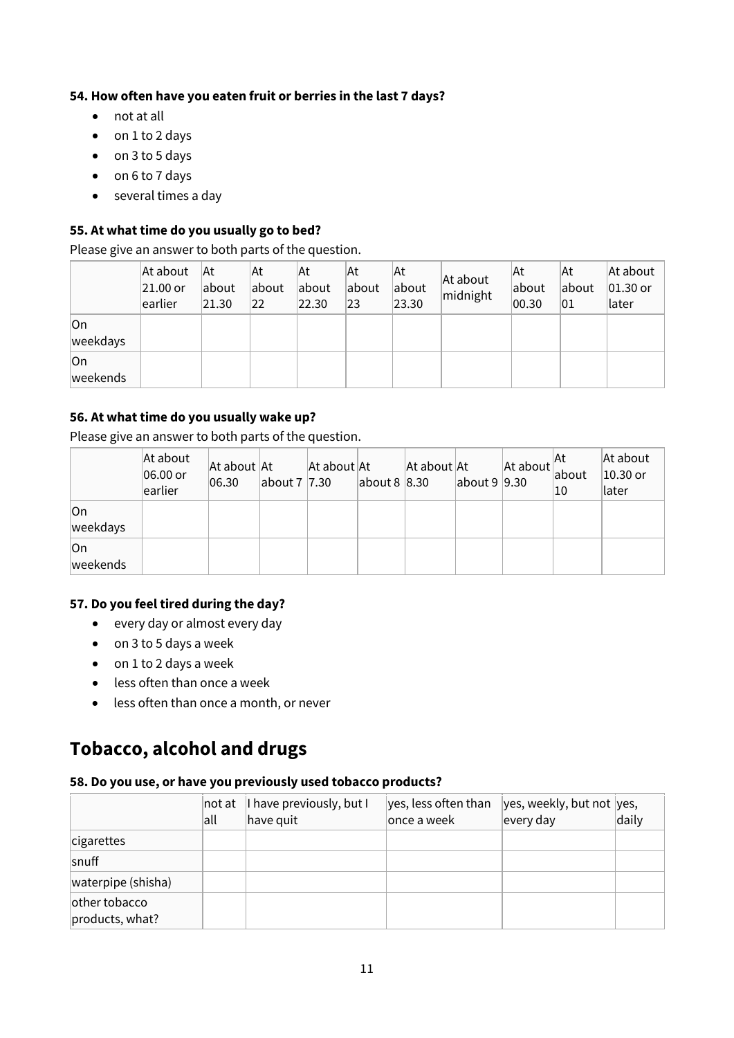**54. How often have you eaten fruit or berries in the last 7 days?**

- not at all
- on 1 to 2 days
- on 3 to 5 days
- on 6 to 7 days
- several times a day

**55. At what time do you usually go to bed?**

Please give an answer to both parts of the question.

| | At about 21.00 or earlier | At about 21.30 | At about 22 | At about 22.30 | At about 23 | At about 23.30 | At about midnight | At about 00.30 | At about 01 | At about 01.30 or later |
|---|---|---|---|---|---|---|---|---|---|---|
| On weekdays | | | | | | | | | | |
| On weekends | | | | | | | | | | |

**56. At what time do you usually wake up?**

Please give an answer to both parts of the question.

| | At about 06.00 or earlier | At about 06.30 | At about 7 | At about 7.30 | At about 8 | At about 8.30 | At about 9 | At about 9.30 | At about 10 | At about 10.30 or later |
|---|---|---|---|---|---|---|---|---|---|---|
| On weekdays | | | | | | | | | | |
| On weekends | | | | | | | | | | |

**57. Do you feel tired during the day?**

- every day or almost every day
- on 3 to 5 days a week
- on 1 to 2 days a week
- less often than once a week
- less often than once a month, or never

# Tobacco, alcohol and drugs

**58. Do you use, or have you previously used tobacco products?**

| | not at all | I have previously, but I have quit | yes, less often than once a week | yes, weekly, but not every day | yes, daily |
|---|---|---|---|---|---|
| cigarettes | | | | | |
| snuff | | | | | |
| waterpipe (shisha) | | | | | |
| other tobacco products, what? | | | | | |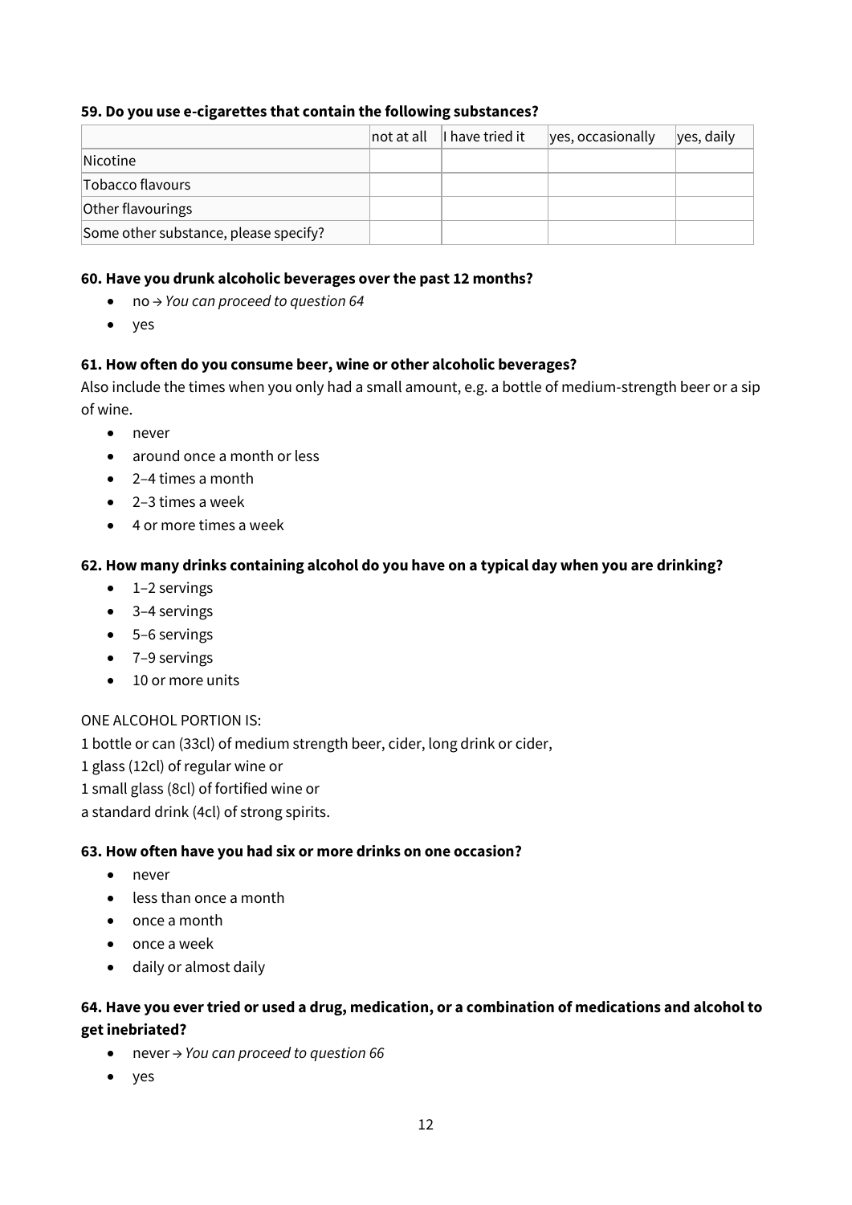**59. Do you use e-cigarettes that contain the following substances?**

| | not at all | I have tried it | yes, occasionally | yes, daily |
|---|---|---|---|---|
| Nicotine | | | | |
| Tobacco flavours | | | | |
| Other flavourings | | | | |
| Some other substance, please specify? | | | | |

**60. Have you drunk alcoholic beverages over the past 12 months?**

- no → *You can proceed to question 64*
- yes

**61. How often do you consume beer, wine or other alcoholic beverages?**

Also include the times when you only had a small amount, e.g. a bottle of medium-strength beer or a sip of wine.

- never
- around once a month or less
- 2–4 times a month
- 2–3 times a week
- 4 or more times a week

**62. How many drinks containing alcohol do you have on a typical day when you are drinking?**

- 1–2 servings
- 3–4 servings
- 5–6 servings
- 7–9 servings
- 10 or more units

ONE ALCOHOL PORTION IS:
1 bottle or can (33cl) of medium strength beer, cider, long drink or cider,
1 glass (12cl) of regular wine or
1 small glass (8cl) of fortified wine or
a standard drink (4cl) of strong spirits.

**63. How often have you had six or more drinks on one occasion?**

- never
- less than once a month
- once a month
- once a week
- daily or almost daily

**64. Have you ever tried or used a drug, medication, or a combination of medications and alcohol to get inebriated?**

- never → *You can proceed to question 66*
- yes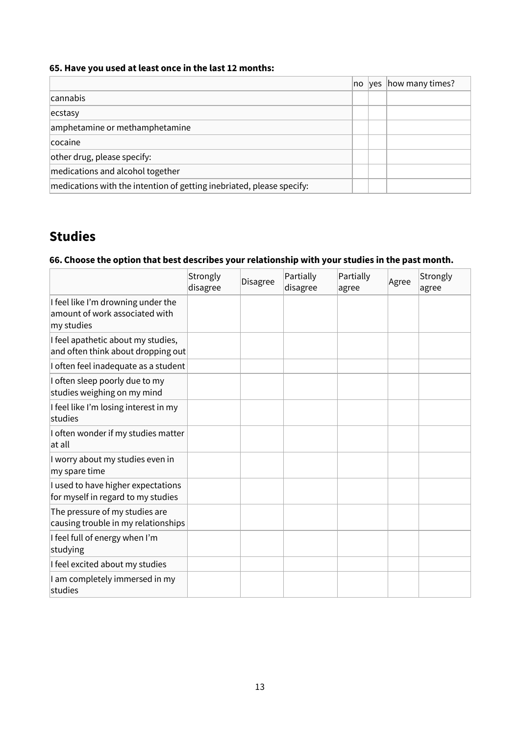**65. Have you used at least once in the last 12 months:**

| | no | yes | how many times? |
|---|---|---|---|
| cannabis | | | |
| ecstasy | | | |
| amphetamine or methamphetamine | | | |
| cocaine | | | |
| other drug, please specify: | | | |
| medications and alcohol together | | | |
| medications with the intention of getting inebriated, please specify: | | | |

## Studies

**66. Choose the option that best describes your relationship with your studies in the past month.**

| | Strongly disagree | Disagree | Partially disagree | Partially agree | Agree | Strongly agree |
|---|---|---|---|---|---|---|
| I feel like I'm drowning under the amount of work associated with my studies | | | | | | |
| I feel apathetic about my studies, and often think about dropping out | | | | | | |
| I often feel inadequate as a student | | | | | | |
| I often sleep poorly due to my studies weighing on my mind | | | | | | |
| I feel like I'm losing interest in my studies | | | | | | |
| I often wonder if my studies matter at all | | | | | | |
| I worry about my studies even in my spare time | | | | | | |
| I used to have higher expectations for myself in regard to my studies | | | | | | |
| The pressure of my studies are causing trouble in my relationships | | | | | | |
| I feel full of energy when I'm studying | | | | | | |
| I feel excited about my studies | | | | | | |
| I am completely immersed in my studies | | | | | | |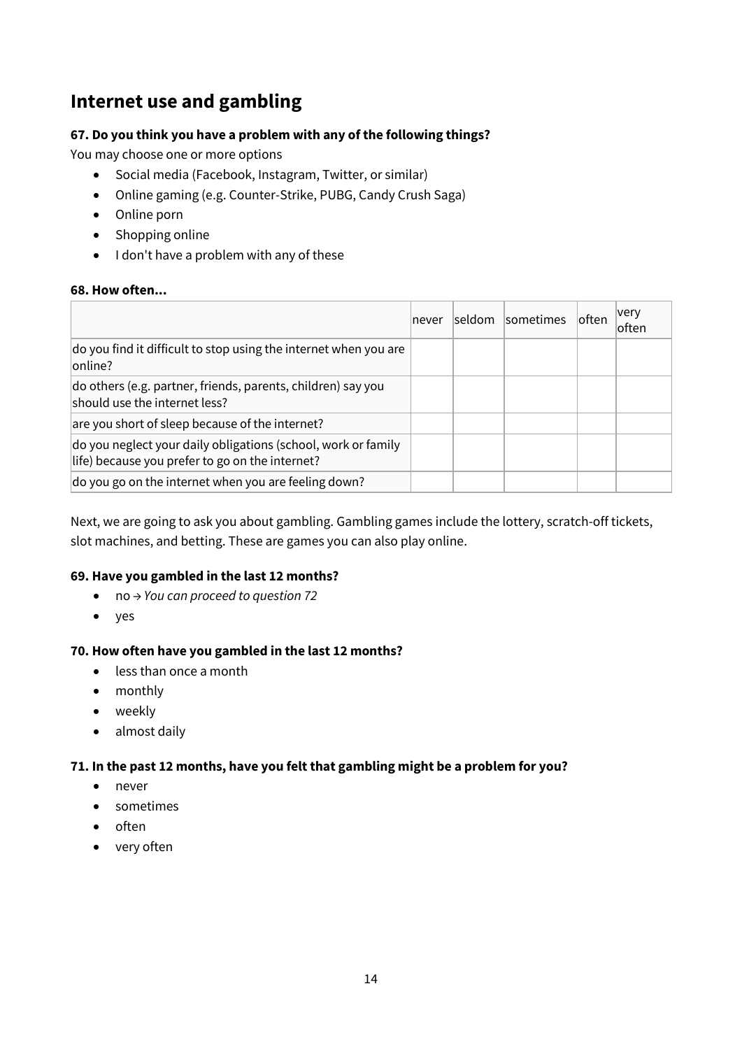## Internet use and gambling

**67. Do you think you have a problem with any of the following things?**

You may choose one or more options

- Social media (Facebook, Instagram, Twitter, or similar)
- Online gaming (e.g. Counter-Strike, PUBG, Candy Crush Saga)
- Online porn
- Shopping online
- I don't have a problem with any of these

**68. How often...**

| | never | seldom | sometimes | often | very often |
|---|---|---|---|---|---|
| do you find it difficult to stop using the internet when you are online? | | | | | |
| do others (e.g. partner, friends, parents, children) say you should use the internet less? | | | | | |
| are you short of sleep because of the internet? | | | | | |
| do you neglect your daily obligations (school, work or family life) because you prefer to go on the internet? | | | | | |
| do you go on the internet when you are feeling down? | | | | | |

Next, we are going to ask you about gambling. Gambling games include the lottery, scratch-off tickets, slot machines, and betting. These are games you can also play online.

**69. Have you gambled in the last 12 months?**

- no → *You can proceed to question 72*
- yes

**70. How often have you gambled in the last 12 months?**

- less than once a month
- monthly
- weekly
- almost daily

**71. In the past 12 months, have you felt that gambling might be a problem for you?**

- never
- sometimes
- often
- very often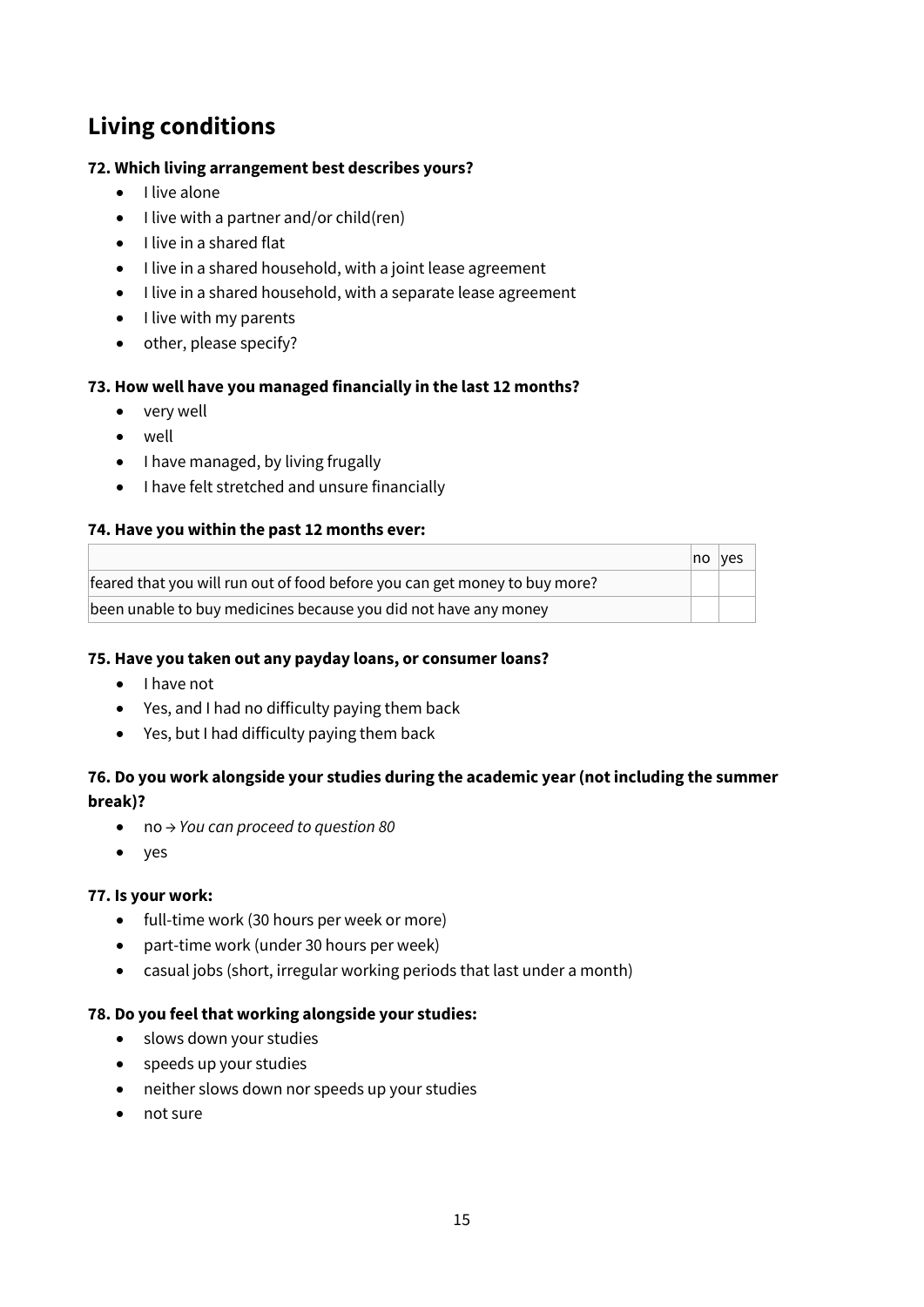## Living conditions

**72. Which living arrangement best describes yours?**

- I live alone
- I live with a partner and/or child(ren)
- I live in a shared flat
- I live in a shared household, with a joint lease agreement
- I live in a shared household, with a separate lease agreement
- I live with my parents
- other, please specify?

**73. How well have you managed financially in the last 12 months?**

- very well
- well
- I have managed, by living frugally
- I have felt stretched and unsure financially

**74. Have you within the past 12 months ever:**

| | no | yes |
|---|---|---|
| feared that you will run out of food before you can get money to buy more? | | |
| been unable to buy medicines because you did not have any money | | |

**75. Have you taken out any payday loans, or consumer loans?**

- I have not
- Yes, and I had no difficulty paying them back
- Yes, but I had difficulty paying them back

**76. Do you work alongside your studies during the academic year (not including the summer break)?**

- no → *You can proceed to question 80*
- yes

**77. Is your work:**

- full-time work (30 hours per week or more)
- part-time work (under 30 hours per week)
- casual jobs (short, irregular working periods that last under a month)

**78. Do you feel that working alongside your studies:**

- slows down your studies
- speeds up your studies
- neither slows down nor speeds up your studies
- not sure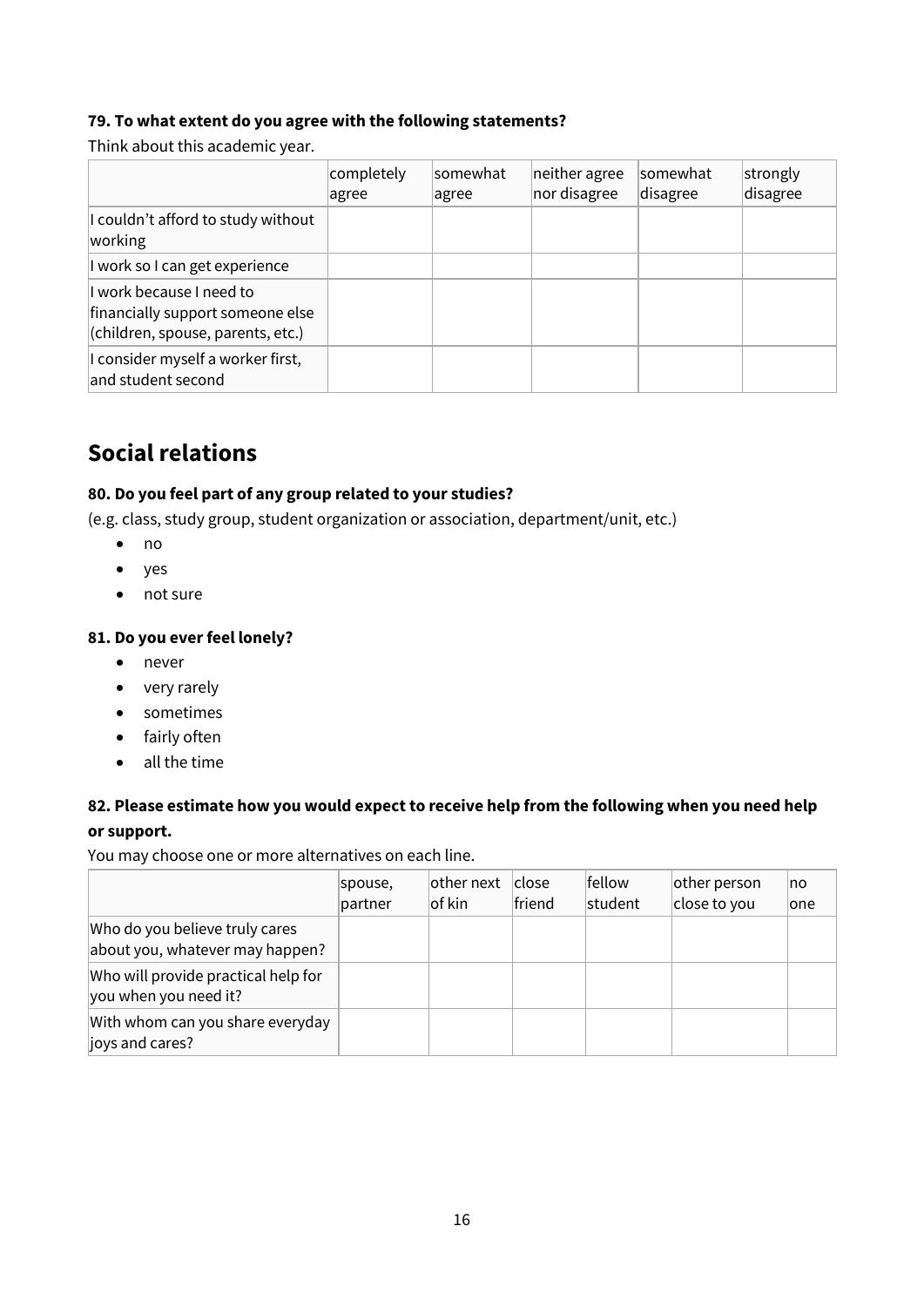**79. To what extent do you agree with the following statements?**

Think about this academic year.

| | completely agree | somewhat agree | neither agree nor disagree | somewhat disagree | strongly disagree |
|---|---|---|---|---|---|
| I couldn't afford to study without working | | | | | |
| I work so I can get experience | | | | | |
| I work because I need to financially support someone else (children, spouse, parents, etc.) | | | | | |
| I consider myself a worker first, and student second | | | | | |

## Social relations

**80. Do you feel part of any group related to your studies?**

(e.g. class, study group, student organization or association, department/unit, etc.)

- no
- yes
- not sure

**81. Do you ever feel lonely?**

- never
- very rarely
- sometimes
- fairly often
- all the time

**82. Please estimate how you would expect to receive help from the following when you need help or support.**

You may choose one or more alternatives on each line.

| | spouse, partner | other next of kin | close friend | fellow student | other person close to you | no one |
|---|---|---|---|---|---|---|
| Who do you believe truly cares about you, whatever may happen? | | | | | | |
| Who will provide practical help for you when you need it? | | | | | | |
| With whom can you share everyday joys and cares? | | | | | | |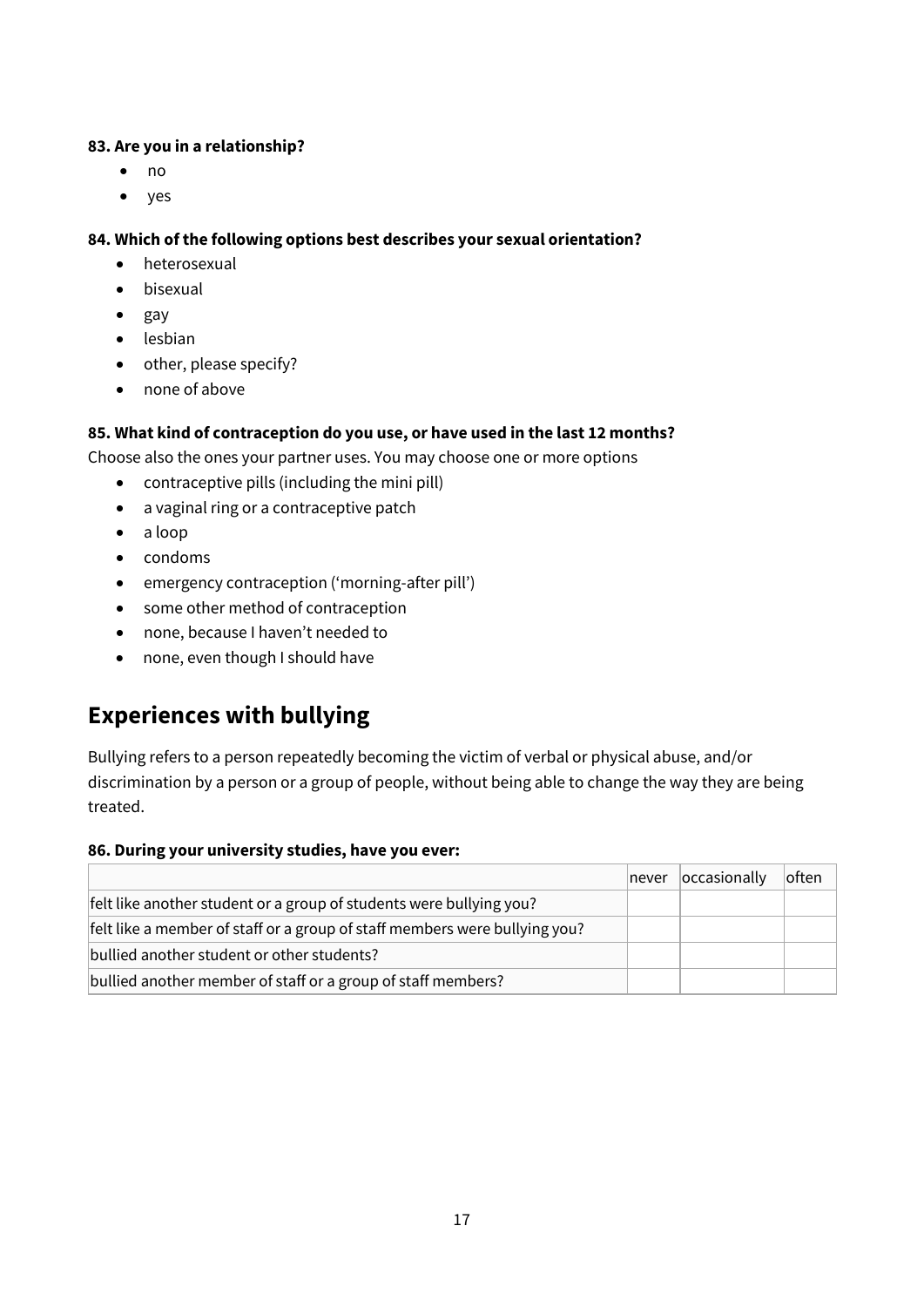**83. Are you in a relationship?**

- no
- yes

**84. Which of the following options best describes your sexual orientation?**

- heterosexual
- bisexual
- gay
- lesbian
- other, please specify?
- none of above

**85. What kind of contraception do you use, or have used in the last 12 months?**

Choose also the ones your partner uses. You may choose one or more options

- contraceptive pills (including the mini pill)
- a vaginal ring or a contraceptive patch
- a loop
- condoms
- emergency contraception ('morning-after pill')
- some other method of contraception
- none, because I haven't needed to
- none, even though I should have

## Experiences with bullying

Bullying refers to a person repeatedly becoming the victim of verbal or physical abuse, and/or discrimination by a person or a group of people, without being able to change the way they are being treated.

**86. During your university studies, have you ever:**

| | never | occasionally | often |
|---|---|---|---|
| felt like another student or a group of students were bullying you? | | | |
| felt like a member of staff or a group of staff members were bullying you? | | | |
| bullied another student or other students? | | | |
| bullied another member of staff or a group of staff members? | | | |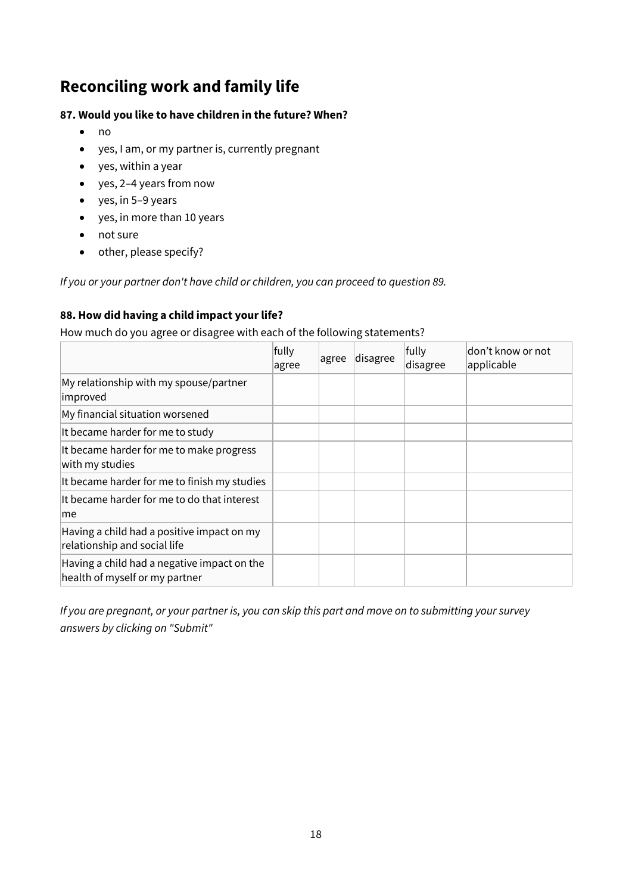## Reconciling work and family life

**87. Would you like to have children in the future? When?**

- no
- yes, I am, or my partner is, currently pregnant
- yes, within a year
- yes, 2–4 years from now
- yes, in 5–9 years
- yes, in more than 10 years
- not sure
- other, please specify?

*If you or your partner don't have child or children, you can proceed to question 89.*

**88. How did having a child impact your life?**

How much do you agree or disagree with each of the following statements?

| | fully agree | agree | disagree | fully disagree | don't know or not applicable |
|---|---|---|---|---|---|
| My relationship with my spouse/partner improved | | | | | |
| My financial situation worsened | | | | | |
| It became harder for me to study | | | | | |
| It became harder for me to make progress with my studies | | | | | |
| It became harder for me to finish my studies | | | | | |
| It became harder for me to do that interest me | | | | | |
| Having a child had a positive impact on my relationship and social life | | | | | |
| Having a child had a negative impact on the health of myself or my partner | | | | | |

*If you are pregnant, or your partner is, you can skip this part and move on to submitting your survey answers by clicking on "Submit"*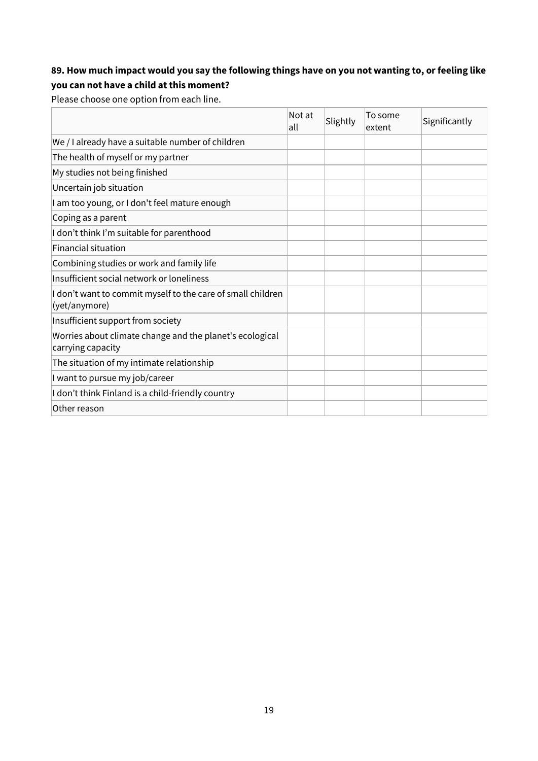**89. How much impact would you say the following things have on you not wanting to, or feeling like you can not have a child at this moment?**

Please choose one option from each line.

| | Not at all | Slightly | To some extent | Significantly |
|---|---|---|---|---|
| We / I already have a suitable number of children | | | | |
| The health of myself or my partner | | | | |
| My studies not being finished | | | | |
| Uncertain job situation | | | | |
| I am too young, or I don't feel mature enough | | | | |
| Coping as a parent | | | | |
| I don't think I'm suitable for parenthood | | | | |
| Financial situation | | | | |
| Combining studies or work and family life | | | | |
| Insufficient social network or loneliness | | | | |
| I don't want to commit myself to the care of small children (yet/anymore) | | | | |
| Insufficient support from society | | | | |
| Worries about climate change and the planet's ecological carrying capacity | | | | |
| The situation of my intimate relationship | | | | |
| I want to pursue my job/career | | | | |
| I don't think Finland is a child-friendly country | | | | |
| Other reason | | | | |